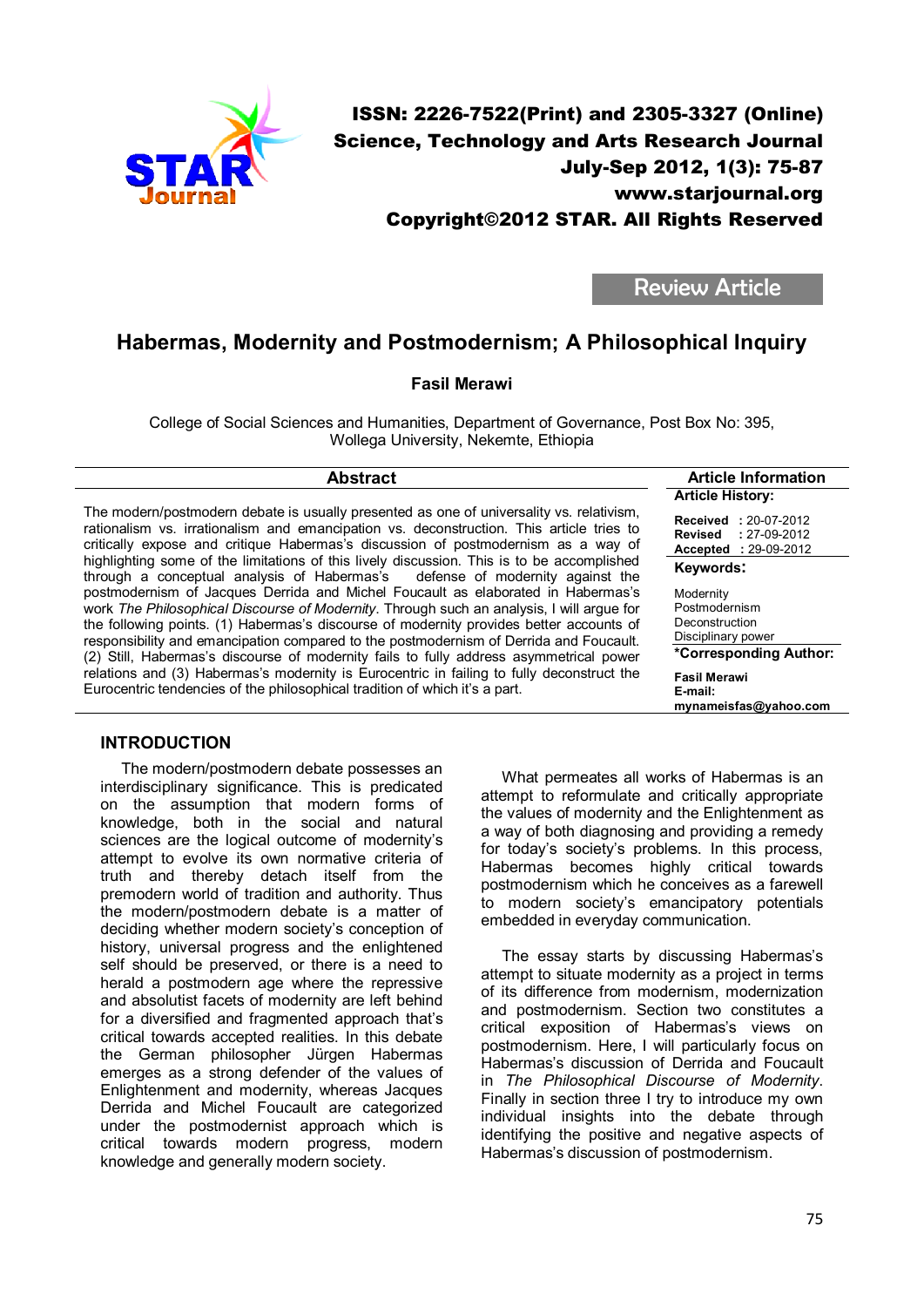ISSN: 2226-7522(Print) and 2305-3327 (Online)
Science, Technology and Arts Research Journal
July-Sep 2012, 1(3): 75-87
www.starjournal.org
Copyright©2012 STAR. All Rights Reserved

Review Article

# Habermas, Modernity and Postmodernism; A Philosophical Inquiry

**Fasil Merawi**

College of Social Sciences and Humanities, Department of Governance, Post Box No: 395, Wollega University, Nekemte, Ethiopia

## Abstract

The modern/postmodern debate is usually presented as one of universality vs. relativism, rationalism vs. irrationalism and emancipation vs. deconstruction. This article tries to critically expose and critique Habermas's discussion of postmodernism as a way of highlighting some of the limitations of this lively discussion. This is to be accomplished through a conceptual analysis of Habermas's defense of modernity against the postmodernism of Jacques Derrida and Michel Foucault as elaborated in Habermas's work *The Philosophical Discourse of Modernity*. Through such an analysis, I will argue for the following points. (1) Habermas's discourse of modernity provides better accounts of responsibility and emancipation compared to the postmodernism of Derrida and Foucault. (2) Still, Habermas's discourse of modernity fails to fully address asymmetrical power relations and (3) Habermas's modernity is Eurocentric in failing to fully deconstruct the Eurocentric tendencies of the philosophical tradition of which it's a part.

**Article Information**

**Article History:**

**Received** : 20-07-2012
**Revised** : 27-09-2012
**Accepted** : 29-09-2012

**Keywords:**

Modernity
Postmodernism
Deconstruction
Disciplinary power

***Corresponding Author:**

**Fasil Merawi**
**E-mail:**
**mynameisfas@yahoo.com**

## INTRODUCTION

The modern/postmodern debate possesses an interdisciplinary significance. This is predicated on the assumption that modern forms of knowledge, both in the social and natural sciences are the logical outcome of modernity's attempt to evolve its own normative criteria of truth and thereby detach itself from the premodern world of tradition and authority. Thus the modern/postmodern debate is a matter of deciding whether modern society's conception of history, universal progress and the enlightened self should be preserved, or there is a need to herald a postmodern age where the repressive and absolutist facets of modernity are left behind for a diversified and fragmented approach that's critical towards accepted realities. In this debate the German philosopher Jürgen Habermas emerges as a strong defender of the values of Enlightenment and modernity, whereas Jacques Derrida and Michel Foucault are categorized under the postmodernist approach which is critical towards modern progress, modern knowledge and generally modern society.

What permeates all works of Habermas is an attempt to reformulate and critically appropriate the values of modernity and the Enlightenment as a way of both diagnosing and providing a remedy for today's society's problems. In this process, Habermas becomes highly critical towards postmodernism which he conceives as a farewell to modern society's emancipatory potentials embedded in everyday communication.

The essay starts by discussing Habermas's attempt to situate modernity as a project in terms of its difference from modernism, modernization and postmodernism. Section two constitutes a critical exposition of Habermas's views on postmodernism. Here, I will particularly focus on Habermas's discussion of Derrida and Foucault in *The Philosophical Discourse of Modernity*. Finally in section three I try to introduce my own individual insights into the debate through identifying the positive and negative aspects of Habermas's discussion of postmodernism.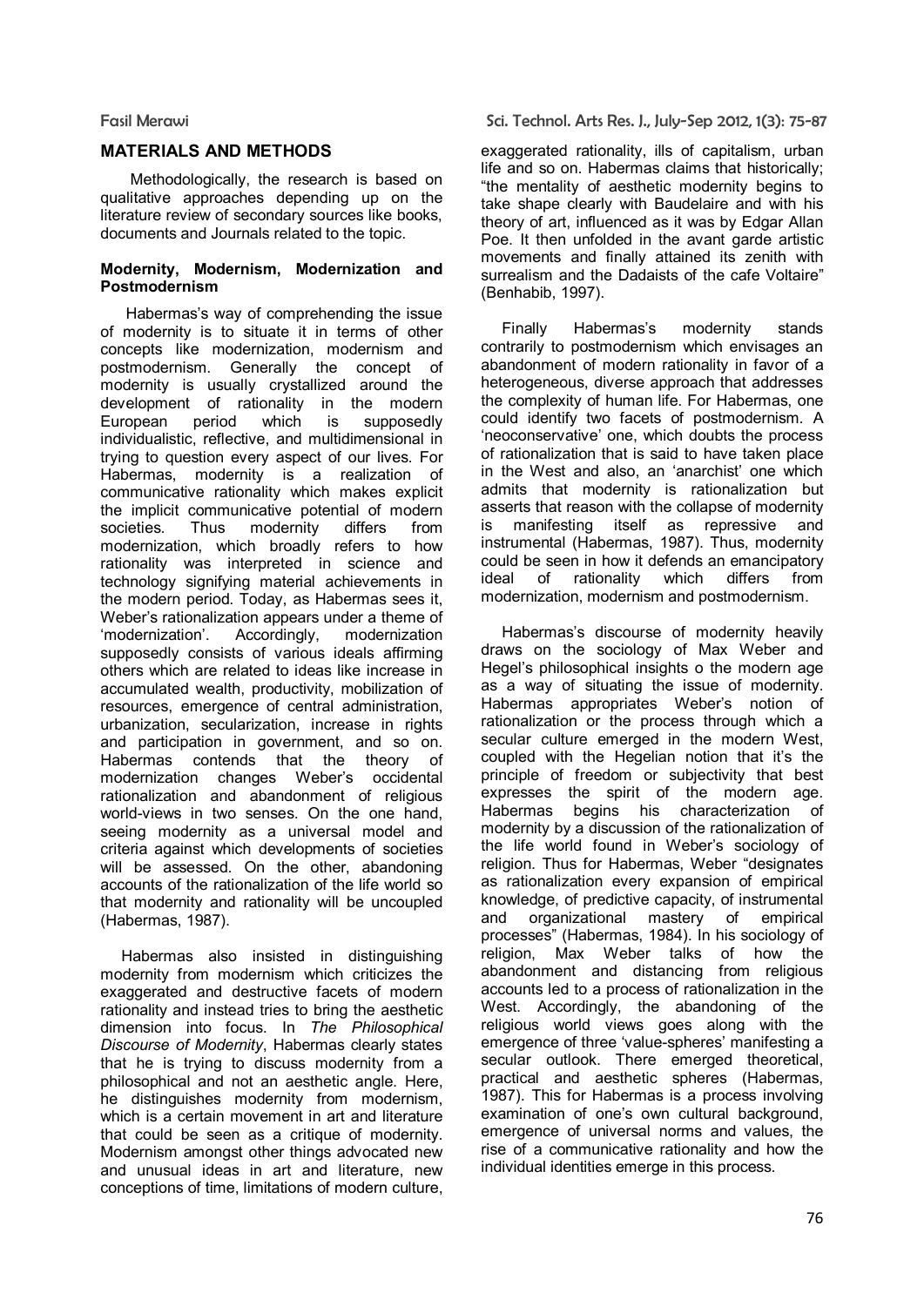## MATERIALS AND METHODS

Methodologically, the research is based on qualitative approaches depending up on the literature review of secondary sources like books, documents and Journals related to the topic.

### Modernity, Modernism, Modernization and Postmodernism

Habermas's way of comprehending the issue of modernity is to situate it in terms of other concepts like modernization, modernism and postmodernism. Generally the concept of modernity is usually crystallized around the development of rationality in the modern European period which is supposedly individualistic, reflective, and multidimensional in trying to question every aspect of our lives. For Habermas, modernity is a realization of communicative rationality which makes explicit the implicit communicative potential of modern societies. Thus modernity differs from modernization, which broadly refers to how rationality was interpreted in science and technology signifying material achievements in the modern period. Today, as Habermas sees it, Weber's rationalization appears under a theme of 'modernization'. Accordingly, modernization supposedly consists of various ideals affirming others which are related to ideas like increase in accumulated wealth, productivity, mobilization of resources, emergence of central administration, urbanization, secularization, increase in rights and participation in government, and so on. Habermas contends that the theory of modernization changes Weber's occidental rationalization and abandonment of religious world-views in two senses. On the one hand, seeing modernity as a universal model and criteria against which developments of societies will be assessed. On the other, abandoning accounts of the rationalization of the life world so that modernity and rationality will be uncoupled (Habermas, 1987).

Habermas also insisted in distinguishing modernity from modernism which criticizes the exaggerated and destructive facets of modern rationality and instead tries to bring the aesthetic dimension into focus. In *The Philosophical Discourse of Modernity*, Habermas clearly states that he is trying to discuss modernity from a philosophical and not an aesthetic angle. Here, he distinguishes modernity from modernism, which is a certain movement in art and literature that could be seen as a critique of modernity. Modernism amongst other things advocated new and unusual ideas in art and literature, new conceptions of time, limitations of modern culture, exaggerated rationality, ills of capitalism, urban life and so on. Habermas claims that historically; "the mentality of aesthetic modernity begins to take shape clearly with Baudelaire and with his theory of art, influenced as it was by Edgar Allan Poe. It then unfolded in the avant garde artistic movements and finally attained its zenith with surrealism and the Dadaists of the cafe Voltaire" (Benhabib, 1997).

Finally Habermas's modernity stands contrarily to postmodernism which envisages an abandonment of modern rationality in favor of a heterogeneous, diverse approach that addresses the complexity of human life. For Habermas, one could identify two facets of postmodernism. A 'neoconservative' one, which doubts the process of rationalization that is said to have taken place in the West and also, an 'anarchist' one which admits that modernity is rationalization but asserts that reason with the collapse of modernity is manifesting itself as repressive and instrumental (Habermas, 1987). Thus, modernity could be seen in how it defends an emancipatory ideal of rationality which differs from modernization, modernism and postmodernism.

Habermas's discourse of modernity heavily draws on the sociology of Max Weber and Hegel's philosophical insights o the modern age as a way of situating the issue of modernity. Habermas appropriates Weber's notion of rationalization or the process through which a secular culture emerged in the modern West, coupled with the Hegelian notion that it's the principle of freedom or subjectivity that best expresses the spirit of the modern age. Habermas begins his characterization of modernity by a discussion of the rationalization of the life world found in Weber's sociology of religion. Thus for Habermas, Weber "designates as rationalization every expansion of empirical knowledge, of predictive capacity, of instrumental and organizational mastery of empirical processes" (Habermas, 1984). In his sociology of religion, Max Weber talks of how the abandonment and distancing from religious accounts led to a process of rationalization in the West. Accordingly, the abandoning of the religious world views goes along with the emergence of three 'value-spheres' manifesting a secular outlook. There emerged theoretical, practical and aesthetic spheres (Habermas, 1987). This for Habermas is a process involving examination of one's own cultural background, emergence of universal norms and values, the rise of a communicative rationality and how the individual identities emerge in this process.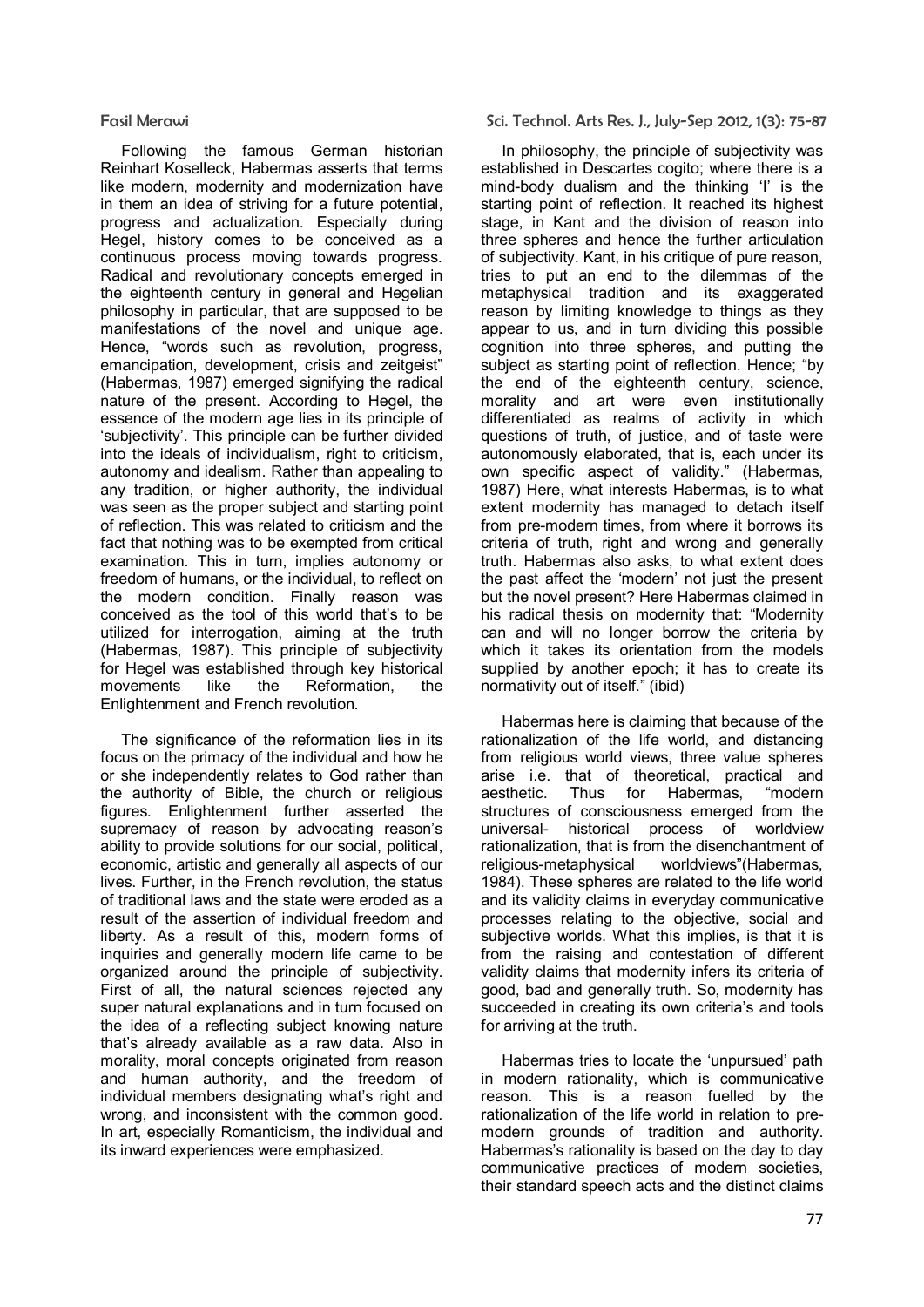Following the famous German historian Reinhart Koselleck, Habermas asserts that terms like modern, modernity and modernization have in them an idea of striving for a future potential, progress and actualization. Especially during Hegel, history comes to be conceived as a continuous process moving towards progress. Radical and revolutionary concepts emerged in the eighteenth century in general and Hegelian philosophy in particular, that are supposed to be manifestations of the novel and unique age. Hence, "words such as revolution, progress, emancipation, development, crisis and zeitgeist" (Habermas, 1987) emerged signifying the radical nature of the present. According to Hegel, the essence of the modern age lies in its principle of 'subjectivity'. This principle can be further divided into the ideals of individualism, right to criticism, autonomy and idealism. Rather than appealing to any tradition, or higher authority, the individual was seen as the proper subject and starting point of reflection. This was related to criticism and the fact that nothing was to be exempted from critical examination. This in turn, implies autonomy or freedom of humans, or the individual, to reflect on the modern condition. Finally reason was conceived as the tool of this world that's to be utilized for interrogation, aiming at the truth (Habermas, 1987). This principle of subjectivity for Hegel was established through key historical movements like the Reformation, the Enlightenment and French revolution.

The significance of the reformation lies in its focus on the primacy of the individual and how he or she independently relates to God rather than the authority of Bible, the church or religious figures. Enlightenment further asserted the supremacy of reason by advocating reason's ability to provide solutions for our social, political, economic, artistic and generally all aspects of our lives. Further, in the French revolution, the status of traditional laws and the state were eroded as a result of the assertion of individual freedom and liberty. As a result of this, modern forms of inquiries and generally modern life came to be organized around the principle of subjectivity. First of all, the natural sciences rejected any super natural explanations and in turn focused on the idea of a reflecting subject knowing nature that's already available as a raw data. Also in morality, moral concepts originated from reason and human authority, and the freedom of individual members designating what's right and wrong, and inconsistent with the common good. In art, especially Romanticism, the individual and its inward experiences were emphasized.

In philosophy, the principle of subjectivity was established in Descartes cogito; where there is a mind-body dualism and the thinking 'I' is the starting point of reflection. It reached its highest stage, in Kant and the division of reason into three spheres and hence the further articulation of subjectivity. Kant, in his critique of pure reason, tries to put an end to the dilemmas of the metaphysical tradition and its exaggerated reason by limiting knowledge to things as they appear to us, and in turn dividing this possible cognition into three spheres, and putting the subject as starting point of reflection. Hence; "by the end of the eighteenth century, science, morality and art were even institutionally differentiated as realms of activity in which questions of truth, of justice, and of taste were autonomously elaborated, that is, each under its own specific aspect of validity." (Habermas, 1987) Here, what interests Habermas, is to what extent modernity has managed to detach itself from pre-modern times, from where it borrows its criteria of truth, right and wrong and generally truth. Habermas also asks, to what extent does the past affect the 'modern' not just the present but the novel present? Here Habermas claimed in his radical thesis on modernity that: "Modernity can and will no longer borrow the criteria by which it takes its orientation from the models supplied by another epoch; it has to create its normativity out of itself." (ibid)

Habermas here is claiming that because of the rationalization of the life world, and distancing from religious world views, three value spheres arise i.e. that of theoretical, practical and aesthetic. Thus for Habermas, "modern structures of consciousness emerged from the universal- historical process of worldview rationalization, that is from the disenchantment of religious-metaphysical worldviews"(Habermas, 1984). These spheres are related to the life world and its validity claims in everyday communicative processes relating to the objective, social and subjective worlds. What this implies, is that it is from the raising and contestation of different validity claims that modernity infers its criteria of good, bad and generally truth. So, modernity has succeeded in creating its own criteria's and tools for arriving at the truth.

Habermas tries to locate the 'unpursued' path in modern rationality, which is communicative reason. This is a reason fuelled by the rationalization of the life world in relation to pre-modern grounds of tradition and authority. Habermas's rationality is based on the day to day communicative practices of modern societies, their standard speech acts and the distinct claims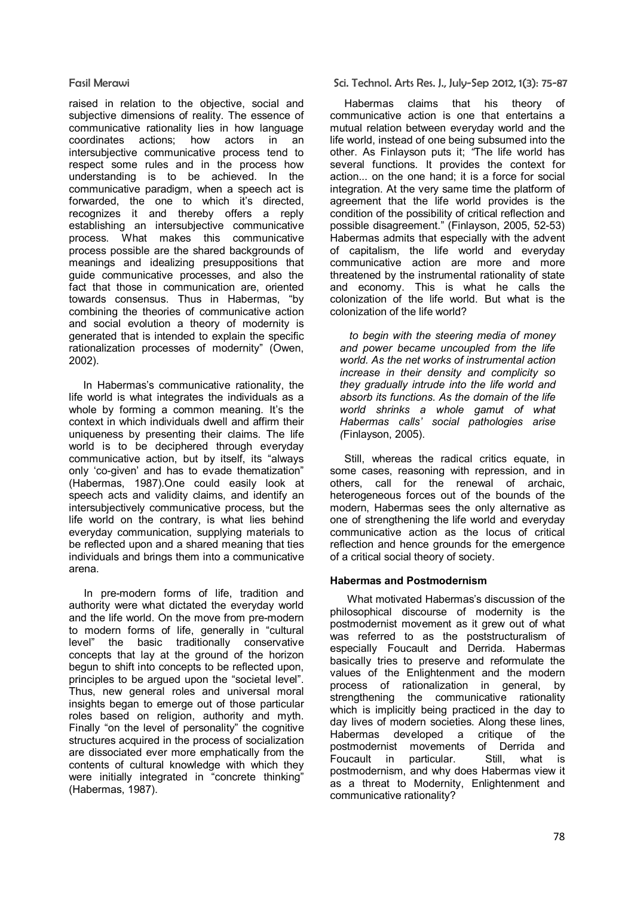raised in relation to the objective, social and subjective dimensions of reality. The essence of communicative rationality lies in how language coordinates actions; how actors in an intersubjective communicative process tend to respect some rules and in the process how understanding is to be achieved. In the communicative paradigm, when a speech act is forwarded, the one to which it's directed, recognizes it and thereby offers a reply establishing an intersubjective communicative process. What makes this communicative process possible are the shared backgrounds of meanings and idealizing presuppositions that guide communicative processes, and also the fact that those in communication are, oriented towards consensus. Thus in Habermas, "by combining the theories of communicative action and social evolution a theory of modernity is generated that is intended to explain the specific rationalization processes of modernity" (Owen, 2002).

In Habermas's communicative rationality, the life world is what integrates the individuals as a whole by forming a common meaning. It's the context in which individuals dwell and affirm their uniqueness by presenting their claims. The life world is to be deciphered through everyday communicative action, but by itself, its "always only 'co-given' and has to evade thematization" (Habermas, 1987).One could easily look at speech acts and validity claims, and identify an intersubjectively communicative process, but the life world on the contrary, is what lies behind everyday communication, supplying materials to be reflected upon and a shared meaning that ties individuals and brings them into a communicative arena.

In pre-modern forms of life, tradition and authority were what dictated the everyday world and the life world. On the move from pre-modern to modern forms of life, generally in "cultural level" the basic traditionally conservative concepts that lay at the ground of the horizon begun to shift into concepts to be reflected upon, principles to be argued upon the "societal level". Thus, new general roles and universal moral insights began to emerge out of those particular roles based on religion, authority and myth. Finally "on the level of personality" the cognitive structures acquired in the process of socialization are dissociated ever more emphatically from the contents of cultural knowledge with which they were initially integrated in "concrete thinking" (Habermas, 1987).

Habermas claims that his theory of communicative action is one that entertains a mutual relation between everyday world and the life world, instead of one being subsumed into the other. As Finlayson puts it; "The life world has several functions. It provides the context for action... on the one hand; it is a force for social integration. At the very same time the platform of agreement that the life world provides is the condition of the possibility of critical reflection and possible disagreement." (Finlayson, 2005, 52-53) Habermas admits that especially with the advent of capitalism, the life world and everyday communicative action are more and more threatened by the instrumental rationality of state and economy. This is what he calls the colonization of the life world. But what is the colonization of the life world?

> *to begin with the steering media of money and power became uncoupled from the life world. As the net works of instrumental action increase in their density and complicity so they gradually intrude into the life world and absorb its functions. As the domain of the life world shrinks a whole gamut of what Habermas calls' social pathologies arise (*Finlayson, 2005).

Still, whereas the radical critics equate, in some cases, reasoning with repression, and in others, call for the renewal of archaic, heterogeneous forces out of the bounds of the modern, Habermas sees the only alternative as one of strengthening the life world and everyday communicative action as the locus of critical reflection and hence grounds for the emergence of a critical social theory of society.

## Habermas and Postmodernism

What motivated Habermas's discussion of the philosophical discourse of modernity is the postmodernist movement as it grew out of what was referred to as the poststructuralism of especially Foucault and Derrida. Habermas basically tries to preserve and reformulate the values of the Enlightenment and the modern process of rationalization in general, by strengthening the communicative rationality which is implicitly being practiced in the day to day lives of modern societies. Along these lines, Habermas developed a critique of the postmodernist movements of Derrida and Foucault in particular. Still, what is postmodernism, and why does Habermas view it as a threat to Modernity, Enlightenment and communicative rationality?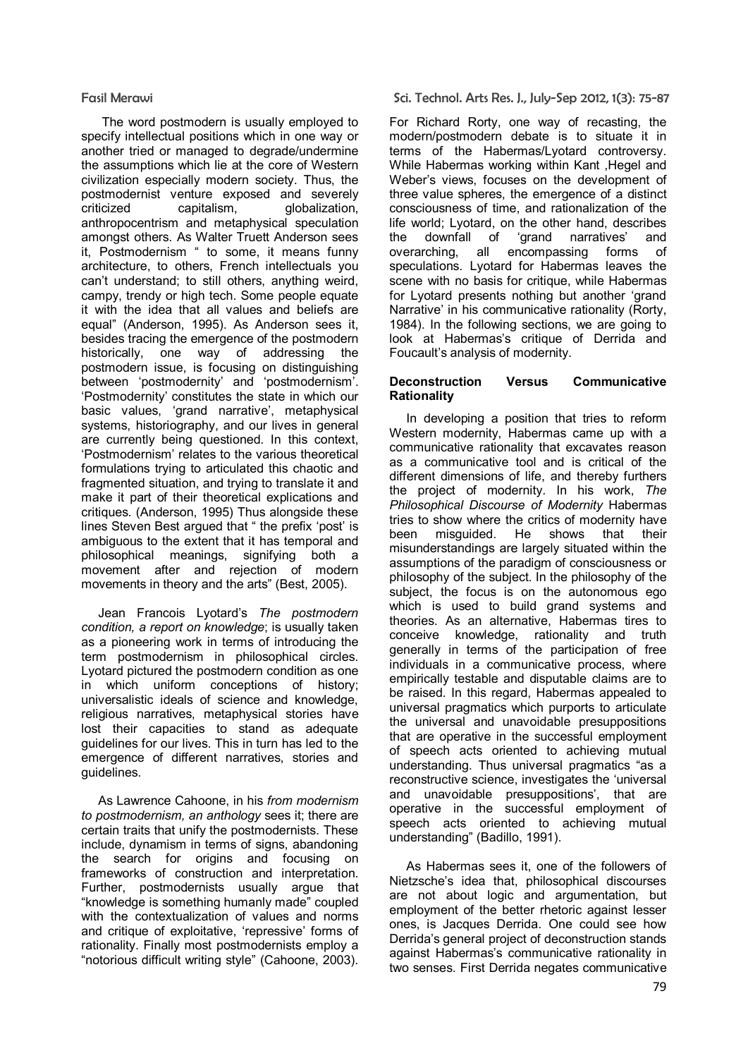The word postmodern is usually employed to specify intellectual positions which in one way or another tried or managed to degrade/undermine the assumptions which lie at the core of Western civilization especially modern society. Thus, the postmodernist venture exposed and severely criticized capitalism, globalization, anthropocentrism and metaphysical speculation amongst others. As Walter Truett Anderson sees it, Postmodernism " to some, it means funny architecture, to others, French intellectuals you can't understand; to still others, anything weird, campy, trendy or high tech. Some people equate it with the idea that all values and beliefs are equal" (Anderson, 1995). As Anderson sees it, besides tracing the emergence of the postmodern historically, one way of addressing the postmodern issue, is focusing on distinguishing between 'postmodernity' and 'postmodernism'. 'Postmodernity' constitutes the state in which our basic values, 'grand narrative', metaphysical systems, historiography, and our lives in general are currently being questioned. In this context, 'Postmodernism' relates to the various theoretical formulations trying to articulated this chaotic and fragmented situation, and trying to translate it and make it part of their theoretical explications and critiques. (Anderson, 1995) Thus alongside these lines Steven Best argued that " the prefix 'post' is ambiguous to the extent that it has temporal and philosophical meanings, signifying both a movement after and rejection of modern movements in theory and the arts" (Best, 2005).

Jean Francois Lyotard's *The postmodern condition, a report on knowledge*; is usually taken as a pioneering work in terms of introducing the term postmodernism in philosophical circles. Lyotard pictured the postmodern condition as one in which uniform conceptions of history; universalistic ideals of science and knowledge, religious narratives, metaphysical stories have lost their capacities to stand as adequate guidelines for our lives. This in turn has led to the emergence of different narratives, stories and guidelines.

As Lawrence Cahoone, in his *from modernism to postmodernism, an anthology* sees it; there are certain traits that unify the postmodernists. These include, dynamism in terms of signs, abandoning the search for origins and focusing on frameworks of construction and interpretation. Further, postmodernists usually argue that "knowledge is something humanly made" coupled with the contextualization of values and norms and critique of exploitative, 'repressive' forms of rationality. Finally most postmodernists employ a "notorious difficult writing style" (Cahoone, 2003).

For Richard Rorty, one way of recasting, the modern/postmodern debate is to situate it in terms of the Habermas/Lyotard controversy. While Habermas working within Kant ,Hegel and Weber's views, focuses on the development of three value spheres, the emergence of a distinct consciousness of time, and rationalization of the life world; Lyotard, on the other hand, describes the downfall of 'grand narratives' and overarching, all encompassing forms of speculations. Lyotard for Habermas leaves the scene with no basis for critique, while Habermas for Lyotard presents nothing but another 'grand Narrative' in his communicative rationality (Rorty, 1984). In the following sections, we are going to look at Habermas's critique of Derrida and Foucault's analysis of modernity.

## Deconstruction Versus Communicative Rationality

In developing a position that tries to reform Western modernity, Habermas came up with a communicative rationality that excavates reason as a communicative tool and is critical of the different dimensions of life, and thereby furthers the project of modernity. In his work, *The Philosophical Discourse of Modernity* Habermas tries to show where the critics of modernity have been misguided. He shows that their misunderstandings are largely situated within the assumptions of the paradigm of consciousness or philosophy of the subject. In the philosophy of the subject, the focus is on the autonomous ego which is used to build grand systems and theories. As an alternative, Habermas tires to conceive knowledge, rationality and truth generally in terms of the participation of free individuals in a communicative process, where empirically testable and disputable claims are to be raised. In this regard, Habermas appealed to universal pragmatics which purports to articulate the universal and unavoidable presuppositions that are operative in the successful employment of speech acts oriented to achieving mutual understanding. Thus universal pragmatics "as a reconstructive science, investigates the 'universal and unavoidable presuppositions', that are operative in the successful employment of speech acts oriented to achieving mutual understanding" (Badillo, 1991).

As Habermas sees it, one of the followers of Nietzsche's idea that, philosophical discourses are not about logic and argumentation, but employment of the better rhetoric against lesser ones, is Jacques Derrida. One could see how Derrida's general project of deconstruction stands against Habermas's communicative rationality in two senses. First Derrida negates communicative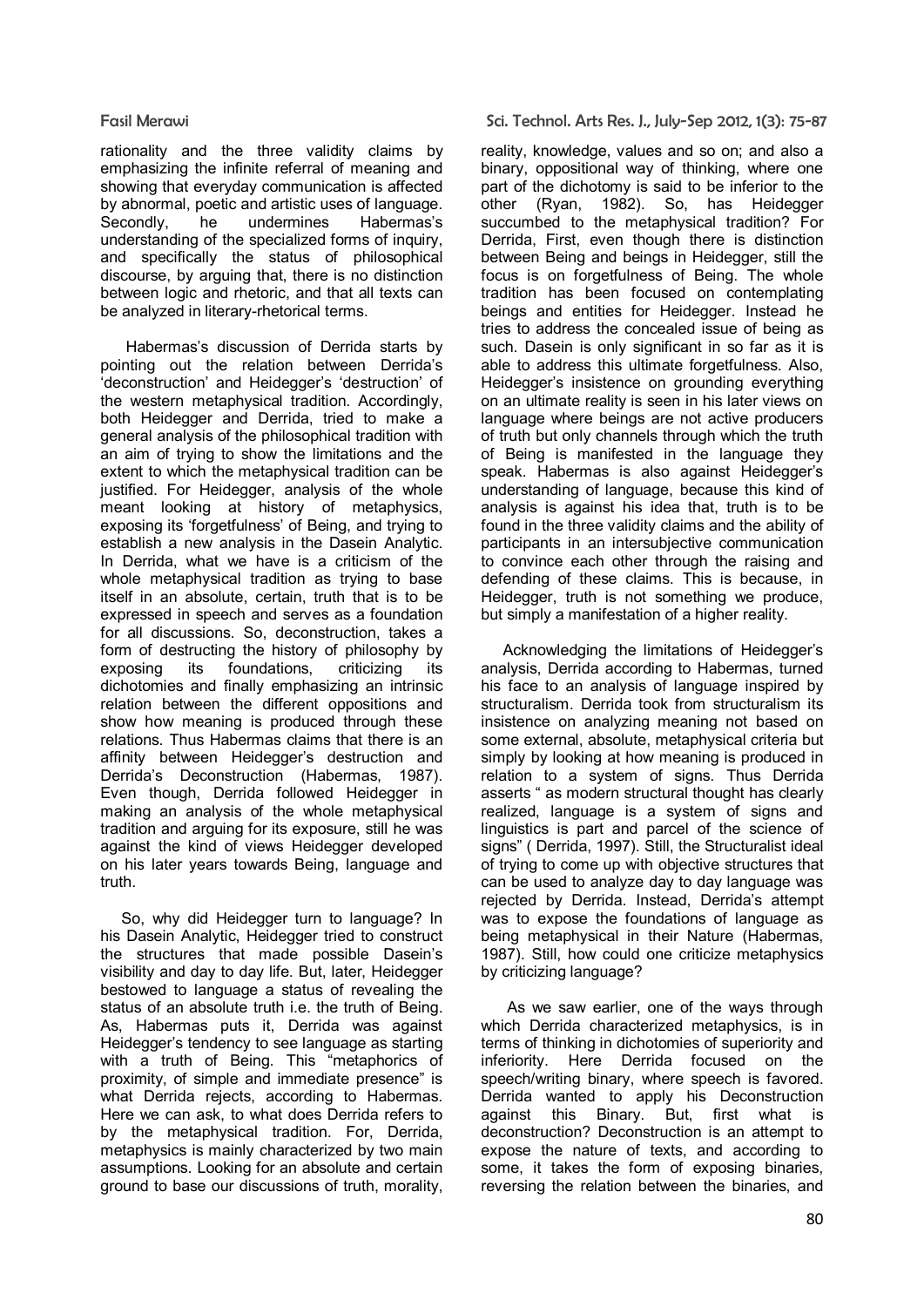rationality and the three validity claims by emphasizing the infinite referral of meaning and showing that everyday communication is affected by abnormal, poetic and artistic uses of language. Secondly, he undermines Habermas's understanding of the specialized forms of inquiry, and specifically the status of philosophical discourse, by arguing that, there is no distinction between logic and rhetoric, and that all texts can be analyzed in literary-rhetorical terms.

Habermas's discussion of Derrida starts by pointing out the relation between Derrida's 'deconstruction' and Heidegger's 'destruction' of the western metaphysical tradition. Accordingly, both Heidegger and Derrida, tried to make a general analysis of the philosophical tradition with an aim of trying to show the limitations and the extent to which the metaphysical tradition can be justified. For Heidegger, analysis of the whole meant looking at history of metaphysics, exposing its 'forgetfulness' of Being, and trying to establish a new analysis in the Dasein Analytic. In Derrida, what we have is a criticism of the whole metaphysical tradition as trying to base itself in an absolute, certain, truth that is to be expressed in speech and serves as a foundation for all discussions. So, deconstruction, takes a form of destructing the history of philosophy by exposing its foundations, criticizing its dichotomies and finally emphasizing an intrinsic relation between the different oppositions and show how meaning is produced through these relations. Thus Habermas claims that there is an affinity between Heidegger's destruction and Derrida's Deconstruction (Habermas, 1987). Even though, Derrida followed Heidegger in making an analysis of the whole metaphysical tradition and arguing for its exposure, still he was against the kind of views Heidegger developed on his later years towards Being, language and truth.

So, why did Heidegger turn to language? In his Dasein Analytic, Heidegger tried to construct the structures that made possible Dasein's visibility and day to day life. But, later, Heidegger bestowed to language a status of revealing the status of an absolute truth i.e. the truth of Being. As, Habermas puts it, Derrida was against Heidegger's tendency to see language as starting with a truth of Being. This "metaphorics of proximity, of simple and immediate presence" is what Derrida rejects, according to Habermas. Here we can ask, to what does Derrida refers to by the metaphysical tradition. For, Derrida, metaphysics is mainly characterized by two main assumptions. Looking for an absolute and certain ground to base our discussions of truth, morality, reality, knowledge, values and so on; and also a binary, oppositional way of thinking, where one part of the dichotomy is said to be inferior to the other (Ryan, 1982). So, has Heidegger succumbed to the metaphysical tradition? For Derrida, First, even though there is distinction between Being and beings in Heidegger, still the focus is on forgetfulness of Being. The whole tradition has been focused on contemplating beings and entities for Heidegger. Instead he tries to address the concealed issue of being as such. Dasein is only significant in so far as it is able to address this ultimate forgetfulness. Also, Heidegger's insistence on grounding everything on an ultimate reality is seen in his later views on language where beings are not active producers of truth but only channels through which the truth of Being is manifested in the language they speak. Habermas is also against Heidegger's understanding of language, because this kind of analysis is against his idea that, truth is to be found in the three validity claims and the ability of participants in an intersubjective communication to convince each other through the raising and defending of these claims. This is because, in Heidegger, truth is not something we produce, but simply a manifestation of a higher reality.

Acknowledging the limitations of Heidegger's analysis, Derrida according to Habermas, turned his face to an analysis of language inspired by structuralism. Derrida took from structuralism its insistence on analyzing meaning not based on some external, absolute, metaphysical criteria but simply by looking at how meaning is produced in relation to a system of signs. Thus Derrida asserts " as modern structural thought has clearly realized, language is a system of signs and linguistics is part and parcel of the science of signs" ( Derrida, 1997). Still, the Structuralist ideal of trying to come up with objective structures that can be used to analyze day to day language was rejected by Derrida. Instead, Derrida's attempt was to expose the foundations of language as being metaphysical in their Nature (Habermas, 1987). Still, how could one criticize metaphysics by criticizing language?

As we saw earlier, one of the ways through which Derrida characterized metaphysics, is in terms of thinking in dichotomies of superiority and inferiority. Here Derrida focused on the speech/writing binary, where speech is favored. Derrida wanted to apply his Deconstruction against this Binary. But, first what is deconstruction? Deconstruction is an attempt to expose the nature of texts, and according to some, it takes the form of exposing binaries, reversing the relation between the binaries, and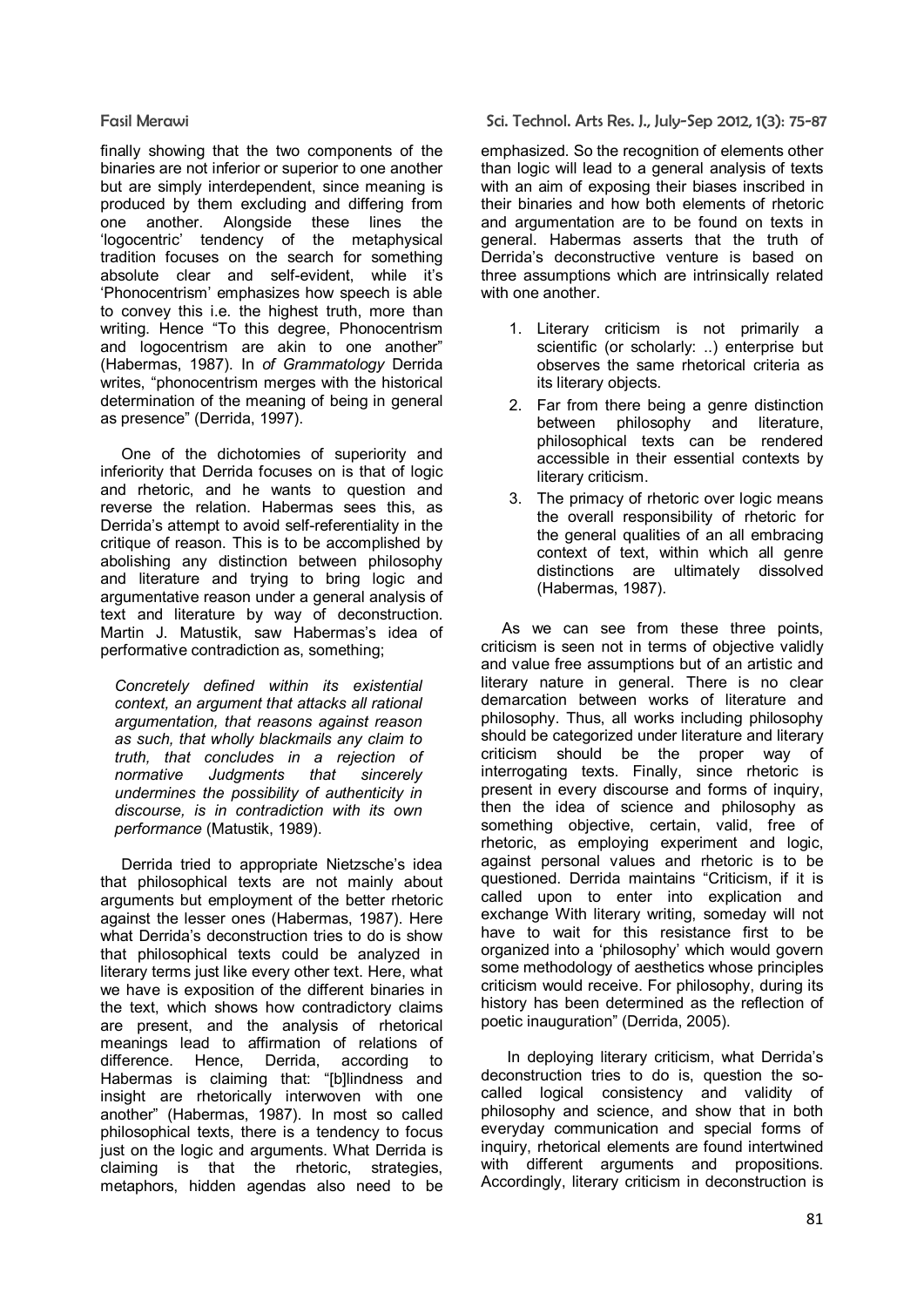finally showing that the two components of the binaries are not inferior or superior to one another but are simply interdependent, since meaning is produced by them excluding and differing from one another. Alongside these lines the 'logocentric' tendency of the metaphysical tradition focuses on the search for something absolute clear and self-evident, while it's 'Phonocentrism' emphasizes how speech is able to convey this i.e. the highest truth, more than writing. Hence "To this degree, Phonocentrism and logocentrism are akin to one another" (Habermas, 1987). In *of Grammatology* Derrida writes, "phonocentrism merges with the historical determination of the meaning of being in general as presence" (Derrida, 1997).

One of the dichotomies of superiority and inferiority that Derrida focuses on is that of logic and rhetoric, and he wants to question and reverse the relation. Habermas sees this, as Derrida's attempt to avoid self-referentiality in the critique of reason. This is to be accomplished by abolishing any distinction between philosophy and literature and trying to bring logic and argumentative reason under a general analysis of text and literature by way of deconstruction. Martin J. Matustik, saw Habermas's idea of performative contradiction as, something;

> *Concretely defined within its existential context, an argument that attacks all rational argumentation, that reasons against reason as such, that wholly blackmails any claim to truth, that concludes in a rejection of normative Judgments that sincerely undermines the possibility of authenticity in discourse, is in contradiction with its own performance* (Matustik, 1989).

Derrida tried to appropriate Nietzsche's idea that philosophical texts are not mainly about arguments but employment of the better rhetoric against the lesser ones (Habermas, 1987). Here what Derrida's deconstruction tries to do is show that philosophical texts could be analyzed in literary terms just like every other text. Here, what we have is exposition of the different binaries in the text, which shows how contradictory claims are present, and the analysis of rhetorical meanings lead to affirmation of relations of difference. Hence, Derrida, according to Habermas is claiming that: "[b]lindness and insight are rhetorically interwoven with one another" (Habermas, 1987). In most so called philosophical texts, there is a tendency to focus just on the logic and arguments. What Derrida is claiming is that the rhetoric, strategies, metaphors, hidden agendas also need to be emphasized. So the recognition of elements other than logic will lead to a general analysis of texts with an aim of exposing their biases inscribed in their binaries and how both elements of rhetoric and argumentation are to be found on texts in general. Habermas asserts that the truth of Derrida's deconstructive venture is based on three assumptions which are intrinsically related with one another.

1. Literary criticism is not primarily a scientific (or scholarly: ..) enterprise but observes the same rhetorical criteria as its literary objects.
2. Far from there being a genre distinction between philosophy and literature, philosophical texts can be rendered accessible in their essential contexts by literary criticism.
3. The primacy of rhetoric over logic means the overall responsibility of rhetoric for the general qualities of an all embracing context of text, within which all genre distinctions are ultimately dissolved (Habermas, 1987).

As we can see from these three points, criticism is seen not in terms of objective validly and value free assumptions but of an artistic and literary nature in general. There is no clear demarcation between works of literature and philosophy. Thus, all works including philosophy should be categorized under literature and literary criticism should be the proper way of interrogating texts. Finally, since rhetoric is present in every discourse and forms of inquiry, then the idea of science and philosophy as something objective, certain, valid, free of rhetoric, as employing experiment and logic, against personal values and rhetoric is to be questioned. Derrida maintains "Criticism, if it is called upon to enter into explication and exchange With literary writing, someday will not have to wait for this resistance first to be organized into a 'philosophy' which would govern some methodology of aesthetics whose principles criticism would receive. For philosophy, during its history has been determined as the reflection of poetic inauguration" (Derrida, 2005).

In deploying literary criticism, what Derrida's deconstruction tries to do is, question the so-called logical consistency and validity of philosophy and science, and show that in both everyday communication and special forms of inquiry, rhetorical elements are found intertwined with different arguments and propositions. Accordingly, literary criticism in deconstruction is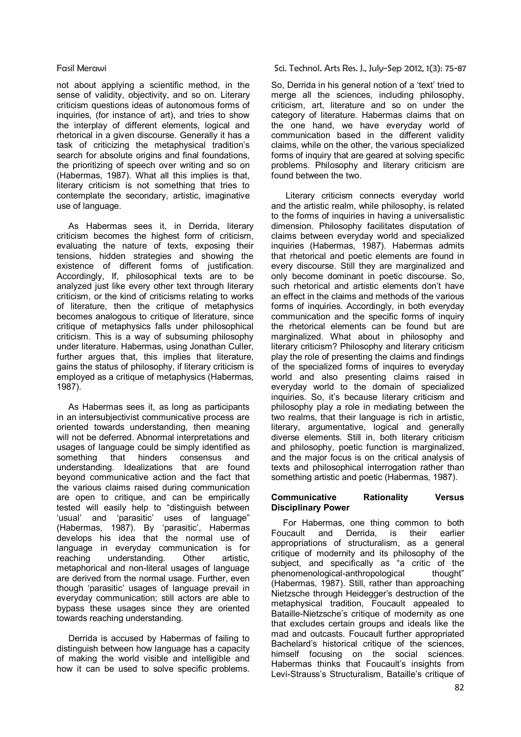not about applying a scientific method, in the sense of validity, objectivity, and so on. Literary criticism questions ideas of autonomous forms of inquiries, (for instance of art), and tries to show the interplay of different elements, logical and rhetorical in a given discourse. Generally it has a task of criticizing the metaphysical tradition's search for absolute origins and final foundations, the prioritizing of speech over writing and so on (Habermas, 1987). What all this implies is that, literary criticism is not something that tries to contemplate the secondary, artistic, imaginative use of language.

As Habermas sees it, in Derrida, literary criticism becomes the highest form of criticism, evaluating the nature of texts, exposing their tensions, hidden strategies and showing the existence of different forms of justification. Accordingly, If, philosophical texts are to be analyzed just like every other text through literary criticism, or the kind of criticisms relating to works of literature, then the critique of metaphysics becomes analogous to critique of literature, since critique of metaphysics falls under philosophical criticism. This is a way of subsuming philosophy under literature. Habermas, using Jonathan Culler, further argues that, this implies that literature, gains the status of philosophy, if literary criticism is employed as a critique of metaphysics (Habermas, 1987).

As Habermas sees it, as long as participants in an intersubjectivist communicative process are oriented towards understanding, then meaning will not be deferred. Abnormal interpretations and usages of language could be simply identified as something that hinders consensus and understanding. Idealizations that are found beyond communicative action and the fact that the various claims raised during communication are open to critique, and can be empirically tested will easily help to "distinguish between 'usual' and 'parasitic' uses of language" (Habermas, 1987). By 'parasitic', Habermas develops his idea that the normal use of language in everyday communication is for reaching understanding. Other artistic, metaphorical and non-literal usages of language are derived from the normal usage. Further, even though 'parasitic' usages of language prevail in everyday communication; still actors are able to bypass these usages since they are oriented towards reaching understanding.

Derrida is accused by Habermas of failing to distinguish between how language has a capacity of making the world visible and intelligible and how it can be used to solve specific problems. So, Derrida in his general notion of a 'text' tried to merge all the sciences, including philosophy, criticism, art, literature and so on under the category of literature. Habermas claims that on the one hand, we have everyday world of communication based in the different validity claims, while on the other, the various specialized forms of inquiry that are geared at solving specific problems. Philosophy and literary criticism are found between the two.

Literary criticism connects everyday world and the artistic realm, while philosophy, is related to the forms of inquiries in having a universalistic dimension. Philosophy facilitates disputation of claims between everyday world and specialized inquiries (Habermas, 1987). Habermas admits that rhetorical and poetic elements are found in every discourse. Still they are marginalized and only become dominant in poetic discourse. So, such rhetorical and artistic elements don't have an effect in the claims and methods of the various forms of inquiries. Accordingly, in both everyday communication and the specific forms of inquiry the rhetorical elements can be found but are marginalized. What about in philosophy and literary criticism? Philosophy and literary criticism play the role of presenting the claims and findings of the specialized forms of inquires to everyday world and also presenting claims raised in everyday world to the domain of specialized inquiries. So, it's because literary criticism and philosophy play a role in mediating between the two realms, that their language is rich in artistic, literary, argumentative, logical and generally diverse elements. Still in, both literary criticism and philosophy, poetic function is marginalized, and the major focus is on the critical analysis of texts and philosophical interrogation rather than something artistic and poetic (Habermas, 1987).

## Communicative Rationality Versus Disciplinary Power

For Habermas, one thing common to both Foucault and Derrida, is their earlier appropriations of structuralism, as a general critique of modernity and its philosophy of the subject, and specifically as "a critic of the phenomenological-anthropological thought" (Habermas, 1987). Still, rather than approaching Nietzsche through Heidegger's destruction of the metaphysical tradition, Foucault appealed to Bataille-Nietzsche's critique of modernity as one that excludes certain groups and ideals like the mad and outcasts. Foucault further appropriated Bachelard's historical critique of the sciences, himself focusing on the social sciences. Habermas thinks that Foucault's insights from Levi-Strauss's Structuralism, Bataille's critique of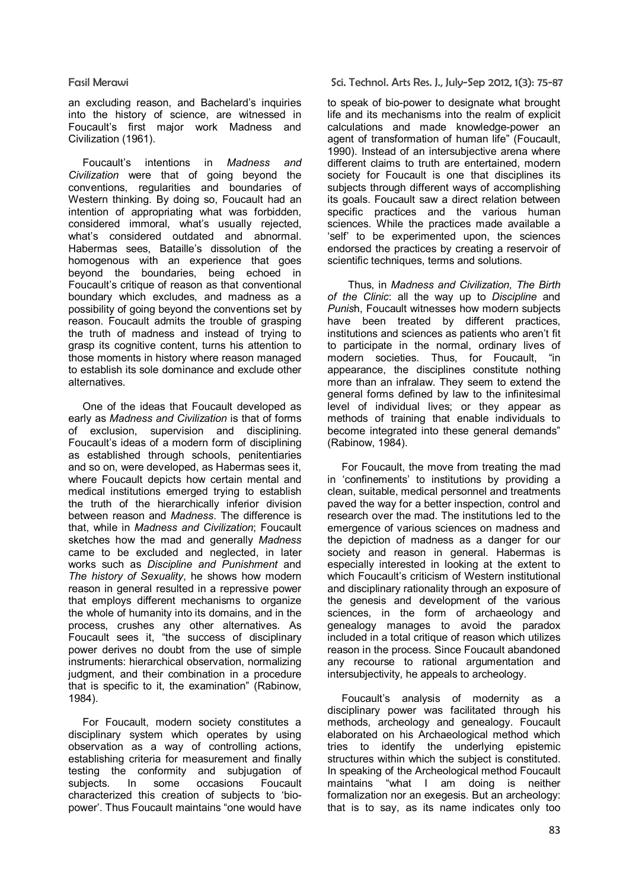an excluding reason, and Bachelard's inquiries into the history of science, are witnessed in Foucault's first major work Madness and Civilization (1961).

Foucault's intentions in *Madness and Civilization* were that of going beyond the conventions, regularities and boundaries of Western thinking. By doing so, Foucault had an intention of appropriating what was forbidden, considered immoral, what's usually rejected, what's considered outdated and abnormal. Habermas sees, Bataille's dissolution of the homogenous with an experience that goes beyond the boundaries, being echoed in Foucault's critique of reason as that conventional boundary which excludes, and madness as a possibility of going beyond the conventions set by reason. Foucault admits the trouble of grasping the truth of madness and instead of trying to grasp its cognitive content, turns his attention to those moments in history where reason managed to establish its sole dominance and exclude other alternatives.

One of the ideas that Foucault developed as early as *Madness and Civilization* is that of forms of exclusion, supervision and disciplining. Foucault's ideas of a modern form of disciplining as established through schools, penitentiaries and so on, were developed, as Habermas sees it, where Foucault depicts how certain mental and medical institutions emerged trying to establish the truth of the hierarchically inferior division between reason and *Madness*. The difference is that, while in *Madness and Civilization*; Foucault sketches how the mad and generally *Madness* came to be excluded and neglected, in later works such as *Discipline and Punishment* and *The history of Sexuality*, he shows how modern reason in general resulted in a repressive power that employs different mechanisms to organize the whole of humanity into its domains, and in the process, crushes any other alternatives. As Foucault sees it, "the success of disciplinary power derives no doubt from the use of simple instruments: hierarchical observation, normalizing judgment, and their combination in a procedure that is specific to it, the examination" (Rabinow, 1984).

For Foucault, modern society constitutes a disciplinary system which operates by using observation as a way of controlling actions, establishing criteria for measurement and finally testing the conformity and subjugation of subjects. In some occasions Foucault characterized this creation of subjects to 'bio-power'. Thus Foucault maintains "one would have to speak of bio-power to designate what brought life and its mechanisms into the realm of explicit calculations and made knowledge-power an agent of transformation of human life" (Foucault, 1990). Instead of an intersubjective arena where different claims to truth are entertained, modern society for Foucault is one that disciplines its subjects through different ways of accomplishing its goals. Foucault saw a direct relation between specific practices and the various human sciences. While the practices made available a 'self' to be experimented upon, the sciences endorsed the practices by creating a reservoir of scientific techniques, terms and solutions.

Thus, in *Madness and Civilization, The Birth of the Clinic*: all the way up to *Discipline* and *Punish*, Foucault witnesses how modern subjects have been treated by different practices, institutions and sciences as patients who aren't fit to participate in the normal, ordinary lives of modern societies. Thus, for Foucault, "in appearance, the disciplines constitute nothing more than an infralaw. They seem to extend the general forms defined by law to the infinitesimal level of individual lives; or they appear as methods of training that enable individuals to become integrated into these general demands" (Rabinow, 1984).

For Foucault, the move from treating the mad in 'confinements' to institutions by providing a clean, suitable, medical personnel and treatments paved the way for a better inspection, control and research over the mad. The institutions led to the emergence of various sciences on madness and the depiction of madness as a danger for our society and reason in general. Habermas is especially interested in looking at the extent to which Foucault's criticism of Western institutional and disciplinary rationality through an exposure of the genesis and development of the various sciences, in the form of archaeology and genealogy manages to avoid the paradox included in a total critique of reason which utilizes reason in the process. Since Foucault abandoned any recourse to rational argumentation and intersubjectivity, he appeals to archeology.

Foucault's analysis of modernity as a disciplinary power was facilitated through his methods, archeology and genealogy. Foucault elaborated on his Archaeological method which tries to identify the underlying epistemic structures within which the subject is constituted. In speaking of the Archeological method Foucault maintains "what I am doing is neither formalization nor an exegesis. But an archeology: that is to say, as its name indicates only too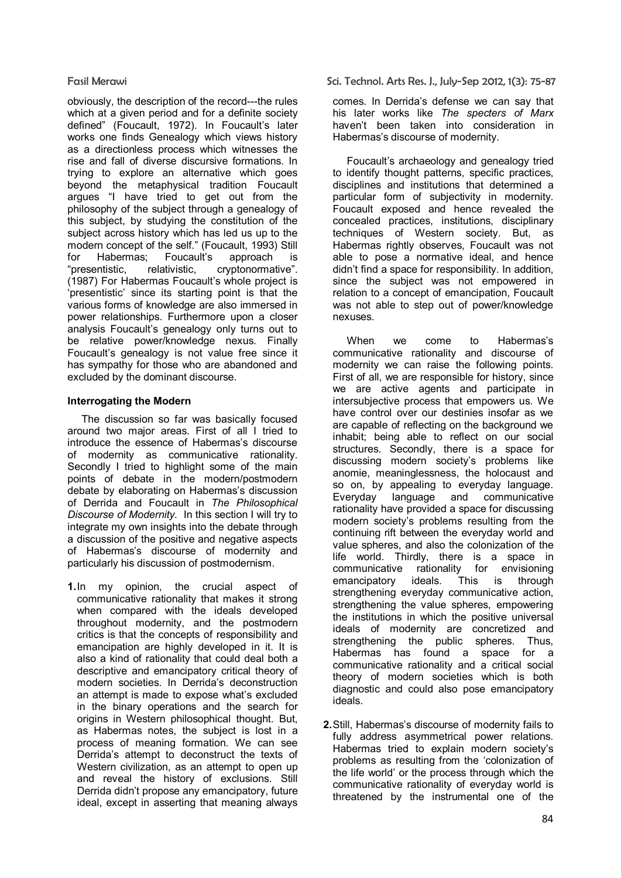obviously, the description of the record---the rules which at a given period and for a definite society defined" (Foucault, 1972). In Foucault's later works one finds Genealogy which views history as a directionless process which witnesses the rise and fall of diverse discursive formations. In trying to explore an alternative which goes beyond the metaphysical tradition Foucault argues "I have tried to get out from the philosophy of the subject through a genealogy of this subject, by studying the constitution of the subject across history which has led us up to the modern concept of the self." (Foucault, 1993) Still for Habermas; Foucault's approach is "presentistic, relativistic, cryptonormative". (1987) For Habermas Foucault's whole project is 'presentistic' since its starting point is that the various forms of knowledge are also immersed in power relationships. Furthermore upon a closer analysis Foucault's genealogy only turns out to be relative power/knowledge nexus. Finally Foucault's genealogy is not value free since it has sympathy for those who are abandoned and excluded by the dominant discourse.

### Interrogating the Modern

The discussion so far was basically focused around two major areas. First of all I tried to introduce the essence of Habermas's discourse of modernity as communicative rationality. Secondly I tried to highlight some of the main points of debate in the modern/postmodern debate by elaborating on Habermas's discussion of Derrida and Foucault in *The Philosophical Discourse of Modernity.* In this section I will try to integrate my own insights into the debate through a discussion of the positive and negative aspects of Habermas's discourse of modernity and particularly his discussion of postmodernism.

1. In my opinion, the crucial aspect of communicative rationality that makes it strong when compared with the ideals developed throughout modernity, and the postmodern critics is that the concepts of responsibility and emancipation are highly developed in it. It is also a kind of rationality that could deal both a descriptive and emancipatory critical theory of modern societies. In Derrida's deconstruction an attempt is made to expose what's excluded in the binary operations and the search for origins in Western philosophical thought. But, as Habermas notes, the subject is lost in a process of meaning formation. We can see Derrida's attempt to deconstruct the texts of Western civilization, as an attempt to open up and reveal the history of exclusions. Still Derrida didn't propose any emancipatory, future ideal, except in asserting that meaning always comes. In Derrida's defense we can say that his later works like *The specters of Marx* haven't been taken into consideration in Habermas's discourse of modernity.

   Foucault's archaeology and genealogy tried to identify thought patterns, specific practices, disciplines and institutions that determined a particular form of subjectivity in modernity. Foucault exposed and hence revealed the concealed practices, institutions, disciplinary techniques of Western society. But, as Habermas rightly observes, Foucault was not able to pose a normative ideal, and hence didn't find a space for responsibility. In addition, since the subject was not empowered in relation to a concept of emancipation, Foucault was not able to step out of power/knowledge nexuses.

   When we come to Habermas's communicative rationality and discourse of modernity we can raise the following points. First of all, we are responsible for history, since we are active agents and participate in intersubjective process that empowers us. We have control over our destinies insofar as we are capable of reflecting on the background we inhabit; being able to reflect on our social structures. Secondly, there is a space for discussing modern society's problems like anomie, meaninglessness, the holocaust and so on, by appealing to everyday language. Everyday language and communicative rationality have provided a space for discussing modern society's problems resulting from the continuing rift between the everyday world and value spheres, and also the colonization of the life world. Thirdly, there is a space in communicative rationality for envisioning emancipatory ideals. This is through strengthening everyday communicative action, strengthening the value spheres, empowering the institutions in which the positive universal ideals of modernity are concretized and strengthening the public spheres. Thus, Habermas has found a space for a communicative rationality and a critical social theory of modern societies which is both diagnostic and could also pose emancipatory ideals.

2. Still, Habermas's discourse of modernity fails to fully address asymmetrical power relations. Habermas tried to explain modern society's problems as resulting from the 'colonization of the life world' or the process through which the communicative rationality of everyday world is threatened by the instrumental one of the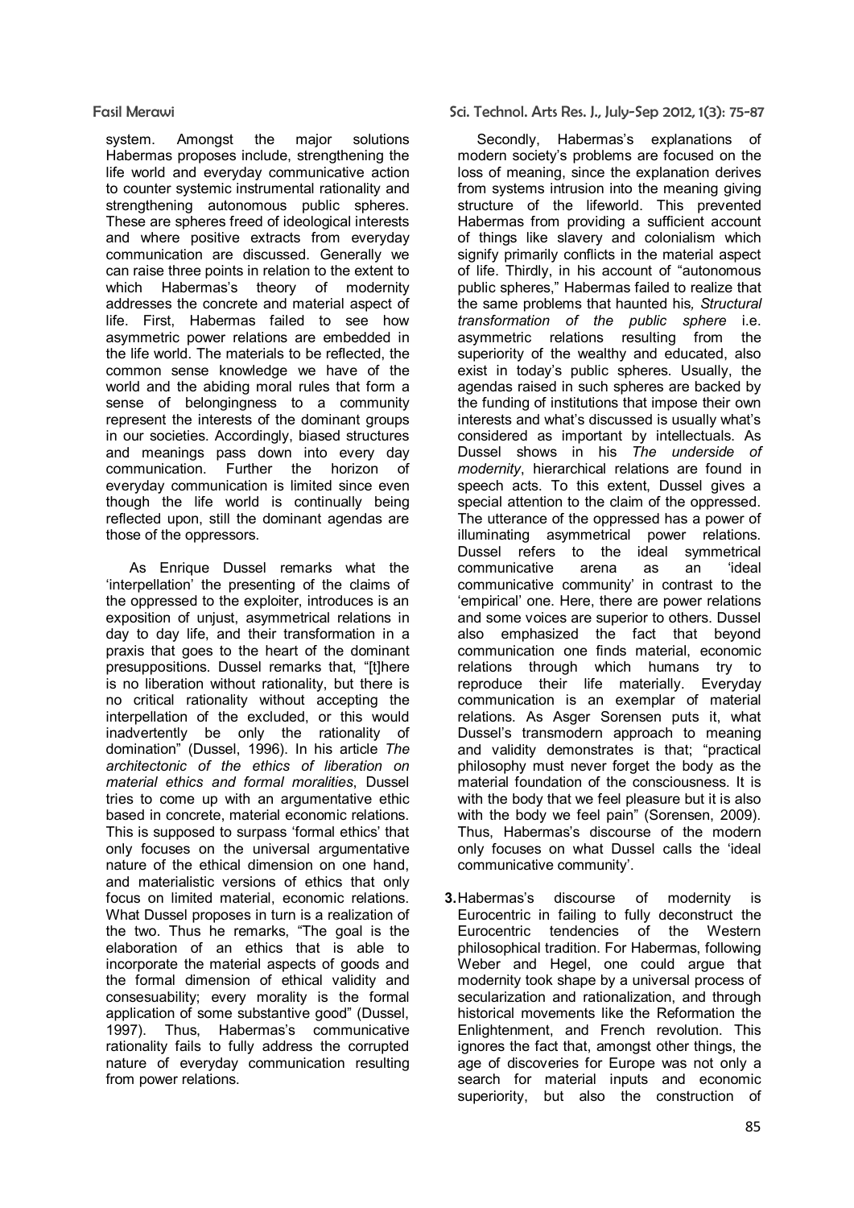system. Amongst the major solutions Habermas proposes include, strengthening the life world and everyday communicative action to counter systemic instrumental rationality and strengthening autonomous public spheres. These are spheres freed of ideological interests and where positive extracts from everyday communication are discussed. Generally we can raise three points in relation to the extent to which Habermas's theory of modernity addresses the concrete and material aspect of life. First, Habermas failed to see how asymmetric power relations are embedded in the life world. The materials to be reflected, the common sense knowledge we have of the world and the abiding moral rules that form a sense of belongingness to a community represent the interests of the dominant groups in our societies. Accordingly, biased structures and meanings pass down into every day communication. Further the horizon of everyday communication is limited since even though the life world is continually being reflected upon, still the dominant agendas are those of the oppressors.

As Enrique Dussel remarks what the 'interpellation' the presenting of the claims of the oppressed to the exploiter, introduces is an exposition of unjust, asymmetrical relations in day to day life, and their transformation in a praxis that goes to the heart of the dominant presuppositions. Dussel remarks that, "[t]here is no liberation without rationality, but there is no critical rationality without accepting the interpellation of the excluded, or this would inadvertently be only the rationality of domination" (Dussel, 1996). In his article *The architectonic of the ethics of liberation on material ethics and formal moralities*, Dussel tries to come up with an argumentative ethic based in concrete, material economic relations. This is supposed to surpass 'formal ethics' that only focuses on the universal argumentative nature of the ethical dimension on one hand, and materialistic versions of ethics that only focus on limited material, economic relations. What Dussel proposes in turn is a realization of the two. Thus he remarks, "The goal is the elaboration of an ethics that is able to incorporate the material aspects of goods and the formal dimension of ethical validity and consesuability; every morality is the formal application of some substantive good" (Dussel, 1997). Thus, Habermas's communicative rationality fails to fully address the corrupted nature of everyday communication resulting from power relations.

Secondly, Habermas's explanations of modern society's problems are focused on the loss of meaning, since the explanation derives from systems intrusion into the meaning giving structure of the lifeworld. This prevented Habermas from providing a sufficient account of things like slavery and colonialism which signify primarily conflicts in the material aspect of life. Thirdly, in his account of "autonomous public spheres," Habermas failed to realize that the same problems that haunted his*, Structural transformation of the public sphere* i.e. asymmetric relations resulting from the superiority of the wealthy and educated, also exist in today's public spheres. Usually, the agendas raised in such spheres are backed by the funding of institutions that impose their own interests and what's discussed is usually what's considered as important by intellectuals. As Dussel shows in his *The underside of modernity*, hierarchical relations are found in speech acts. To this extent, Dussel gives a special attention to the claim of the oppressed. The utterance of the oppressed has a power of illuminating asymmetrical power relations. Dussel refers to the ideal symmetrical communicative arena as an 'ideal communicative community' in contrast to the 'empirical' one. Here, there are power relations and some voices are superior to others. Dussel also emphasized the fact that beyond communication one finds material, economic relations through which humans try to reproduce their life materially. Everyday communication is an exemplar of material relations. As Asger Sorensen puts it, what Dussel's transmodern approach to meaning and validity demonstrates is that; "practical philosophy must never forget the body as the material foundation of the consciousness. It is with the body that we feel pleasure but it is also with the body we feel pain" (Sorensen, 2009). Thus, Habermas's discourse of the modern only focuses on what Dussel calls the 'ideal communicative community'.

**3.** Habermas's discourse of modernity is Eurocentric in failing to fully deconstruct the Eurocentric tendencies of the Western philosophical tradition. For Habermas, following Weber and Hegel, one could argue that modernity took shape by a universal process of secularization and rationalization, and through historical movements like the Reformation the Enlightenment, and French revolution. This ignores the fact that, amongst other things, the age of discoveries for Europe was not only a search for material inputs and economic superiority, but also the construction of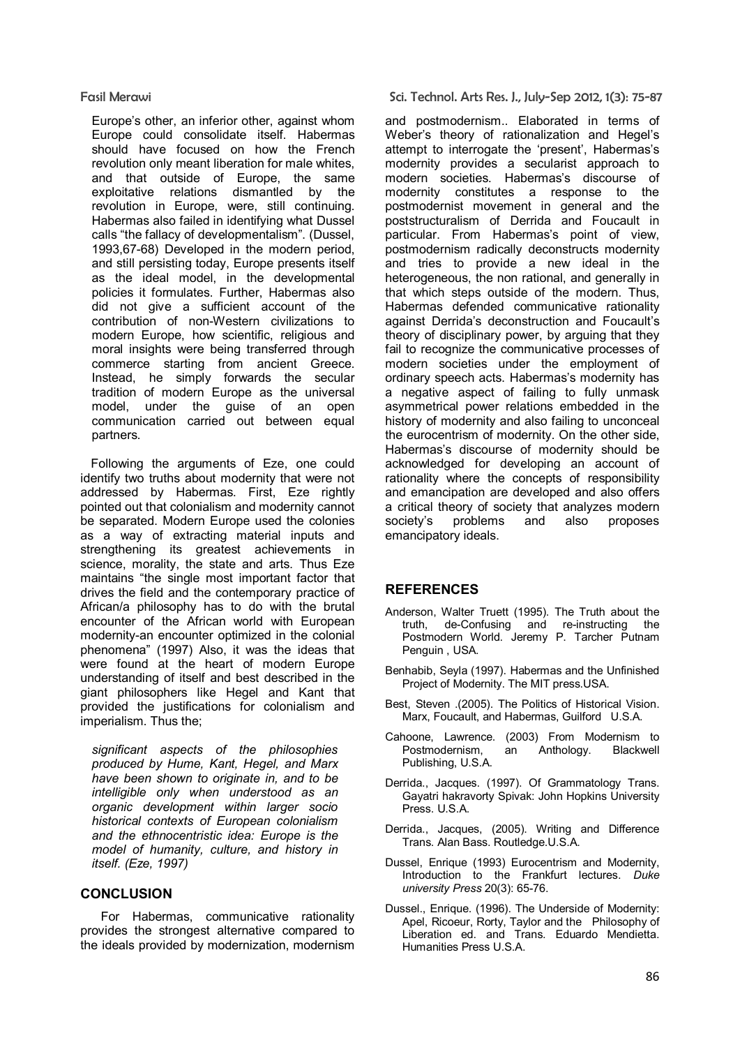Europe's other, an inferior other, against whom Europe could consolidate itself. Habermas should have focused on how the French revolution only meant liberation for male whites, and that outside of Europe, the same exploitative relations dismantled by the revolution in Europe, were, still continuing. Habermas also failed in identifying what Dussel calls "the fallacy of developmentalism". (Dussel, 1993,67-68) Developed in the modern period, and still persisting today, Europe presents itself as the ideal model, in the developmental policies it formulates. Further, Habermas also did not give a sufficient account of the contribution of non-Western civilizations to modern Europe, how scientific, religious and moral insights were being transferred through commerce starting from ancient Greece. Instead, he simply forwards the secular tradition of modern Europe as the universal model, under the guise of an open communication carried out between equal partners.

Following the arguments of Eze, one could identify two truths about modernity that were not addressed by Habermas. First, Eze rightly pointed out that colonialism and modernity cannot be separated. Modern Europe used the colonies as a way of extracting material inputs and strengthening its greatest achievements in science, morality, the state and arts. Thus Eze maintains "the single most important factor that drives the field and the contemporary practice of African/a philosophy has to do with the brutal encounter of the African world with European modernity-an encounter optimized in the colonial phenomena" (1997) Also, it was the ideas that were found at the heart of modern Europe understanding of itself and best described in the giant philosophers like Hegel and Kant that provided the justifications for colonialism and imperialism. Thus the;

*significant aspects of the philosophies produced by Hume, Kant, Hegel, and Marx have been shown to originate in, and to be intelligible only when understood as an organic development within larger socio historical contexts of European colonialism and the ethnocentristic idea: Europe is the model of humanity, culture, and history in itself. (Eze, 1997)*

## CONCLUSION

For Habermas, communicative rationality provides the strongest alternative compared to the ideals provided by modernization, modernism and postmodernism.. Elaborated in terms of Weber's theory of rationalization and Hegel's attempt to interrogate the 'present', Habermas's modernity provides a secularist approach to modern societies. Habermas's discourse of modernity constitutes a response to the postmodernist movement in general and the poststructuralism of Derrida and Foucault in particular. From Habermas's point of view, postmodernism radically deconstructs modernity and tries to provide a new ideal in the heterogeneous, the non rational, and generally in that which steps outside of the modern. Thus, Habermas defended communicative rationality against Derrida's deconstruction and Foucault's theory of disciplinary power, by arguing that they fail to recognize the communicative processes of modern societies under the employment of ordinary speech acts. Habermas's modernity has a negative aspect of failing to fully unmask asymmetrical power relations embedded in the history of modernity and also failing to unconceal the eurocentrism of modernity. On the other side, Habermas's discourse of modernity should be acknowledged for developing an account of rationality where the concepts of responsibility and emancipation are developed and also offers a critical theory of society that analyzes modern society's problems and also proposes emancipatory ideals.

## REFERENCES

Anderson, Walter Truett (1995). The Truth about the truth, de-Confusing and re-instructing the Postmodern World. Jeremy P. Tarcher Putnam Penguin , USA.

Benhabib, Seyla (1997). Habermas and the Unfinished Project of Modernity. The MIT press.USA.

Best, Steven .(2005). The Politics of Historical Vision. Marx, Foucault, and Habermas, Guilford U.S.A.

Cahoone, Lawrence. (2003) From Modernism to Postmodernism, an Anthology. Blackwell Publishing, U.S.A.

Derrida., Jacques. (1997). Of Grammatology Trans. Gayatri hakravorty Spivak: John Hopkins University Press. U.S.A.

Derrida., Jacques, (2005). Writing and Difference Trans. Alan Bass. Routledge.U.S.A.

Dussel, Enrique (1993) Eurocentrism and Modernity, Introduction to the Frankfurt lectures. *Duke university Press* 20(3): 65-76.

Dussel., Enrique. (1996). The Underside of Modernity: Apel, Ricoeur, Rorty, Taylor and the Philosophy of Liberation ed. and Trans. Eduardo Mendietta. Humanities Press U.S.A.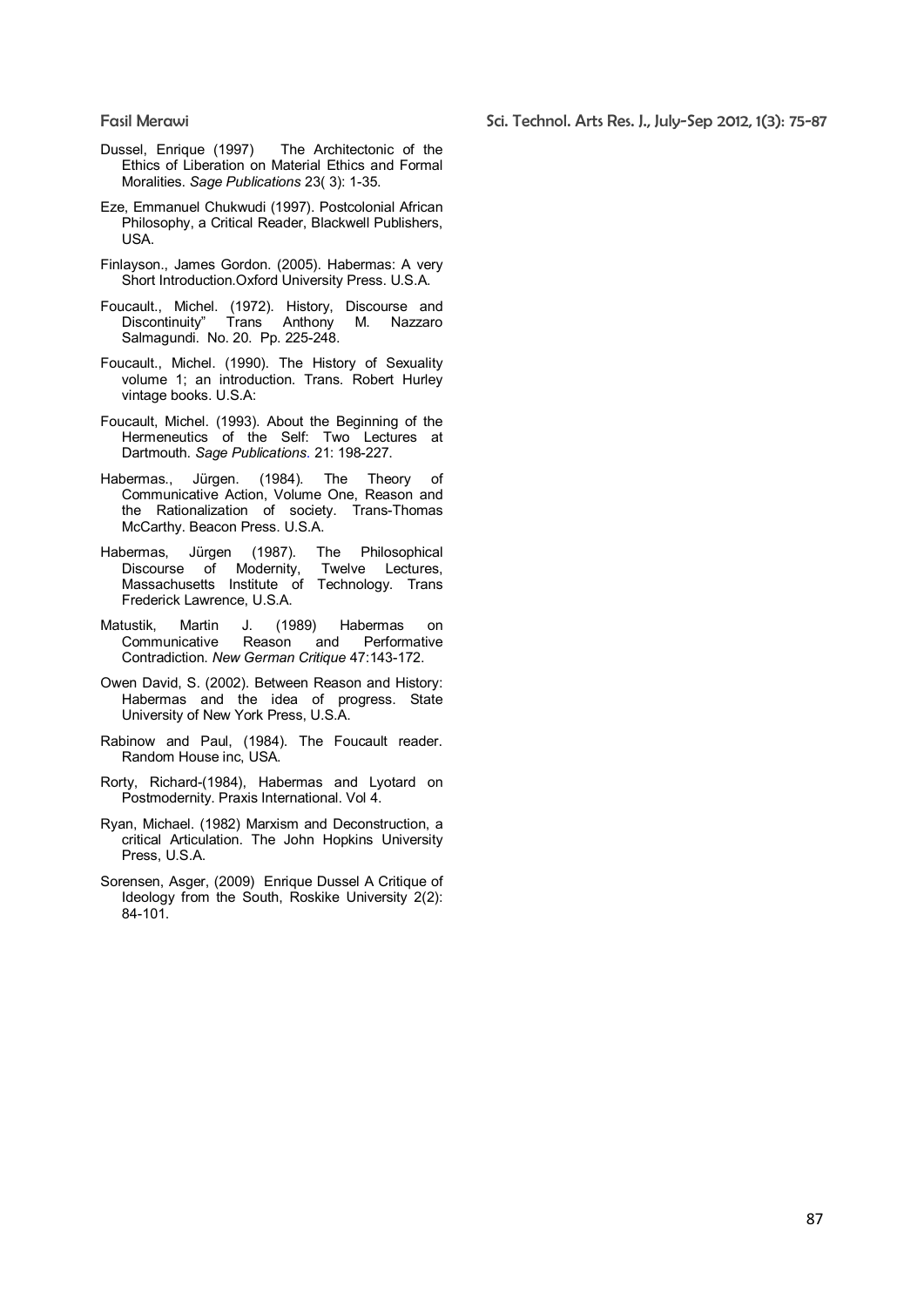Dussel, Enrique (1997) The Architectonic of the Ethics of Liberation on Material Ethics and Formal Moralities. *Sage Publications* 23( 3): 1-35.

Eze, Emmanuel Chukwudi (1997). Postcolonial African Philosophy, a Critical Reader, Blackwell Publishers, USA.

Finlayson., James Gordon. (2005). Habermas: A very Short Introduction.Oxford University Press. U.S.A.

Foucault., Michel. (1972). History, Discourse and Discontinuity" Trans Anthony M. Nazzaro Salmagundi. No. 20. Pp. 225-248.

Foucault., Michel. (1990). The History of Sexuality volume 1; an introduction. Trans. Robert Hurley vintage books. U.S.A:

Foucault, Michel. (1993). About the Beginning of the Hermeneutics of the Self: Two Lectures at Dartmouth. *Sage Publications*. 21: 198-227.

Habermas., Jürgen. (1984). The Theory of Communicative Action, Volume One, Reason and the Rationalization of society. Trans-Thomas McCarthy. Beacon Press. U.S.A.

Habermas, Jürgen (1987). The Philosophical Discourse of Modernity, Twelve Lectures, Massachusetts Institute of Technology. Trans Frederick Lawrence, U.S.A.

Matustik, Martin J. (1989) Habermas on Communicative Reason and Performative Contradiction. *New German Critique* 47:143-172.

Owen David, S. (2002). Between Reason and History: Habermas and the idea of progress. State University of New York Press, U.S.A.

Rabinow and Paul, (1984). The Foucault reader. Random House inc, USA.

Rorty, Richard-(1984), Habermas and Lyotard on Postmodernity. Praxis International. Vol 4.

Ryan, Michael. (1982) Marxism and Deconstruction, a critical Articulation. The John Hopkins University Press, U.S.A.

Sorensen, Asger, (2009) Enrique Dussel A Critique of Ideology from the South, Roskike University 2(2): 84-101.